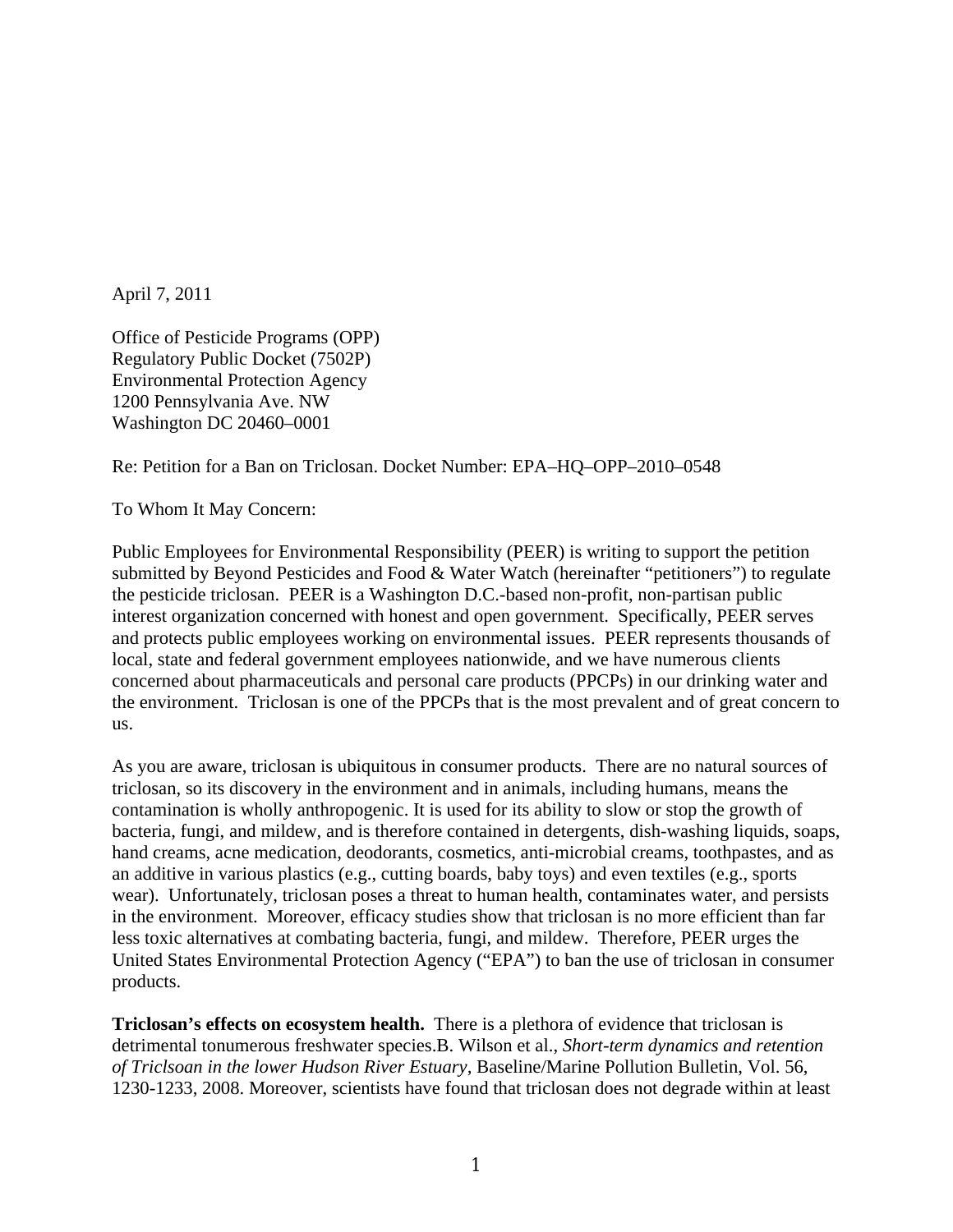April 7, 2011

Office of Pesticide Programs (OPP)
Regulatory Public Docket (7502P)
Environmental Protection Agency
1200 Pennsylvania Ave. NW
Washington DC 20460–0001

Re: Petition for a Ban on Triclosan. Docket Number: EPA–HQ–OPP–2010–0548

To Whom It May Concern:

Public Employees for Environmental Responsibility (PEER) is writing to support the petition submitted by Beyond Pesticides and Food & Water Watch (hereinafter "petitioners") to regulate the pesticide triclosan. PEER is a Washington D.C.-based non-profit, non-partisan public interest organization concerned with honest and open government. Specifically, PEER serves and protects public employees working on environmental issues. PEER represents thousands of local, state and federal government employees nationwide, and we have numerous clients concerned about pharmaceuticals and personal care products (PPCPs) in our drinking water and the environment. Triclosan is one of the PPCPs that is the most prevalent and of great concern to us.

As you are aware, triclosan is ubiquitous in consumer products. There are no natural sources of triclosan, so its discovery in the environment and in animals, including humans, means the contamination is wholly anthropogenic. It is used for its ability to slow or stop the growth of bacteria, fungi, and mildew, and is therefore contained in detergents, dish-washing liquids, soaps, hand creams, acne medication, deodorants, cosmetics, anti-microbial creams, toothpastes, and as an additive in various plastics (e.g., cutting boards, baby toys) and even textiles (e.g., sports wear). Unfortunately, triclosan poses a threat to human health, contaminates water, and persists in the environment. Moreover, efficacy studies show that triclosan is no more efficient than far less toxic alternatives at combating bacteria, fungi, and mildew. Therefore, PEER urges the United States Environmental Protection Agency ("EPA") to ban the use of triclosan in consumer products.

**Triclosan's effects on ecosystem health.** There is a plethora of evidence that triclosan is detrimental tonumerous freshwater species.B. Wilson et al., *Short-term dynamics and retention of Triclsoan in the lower Hudson River Estuary*, Baseline/Marine Pollution Bulletin, Vol. 56, 1230-1233, 2008. Moreover, scientists have found that triclosan does not degrade within at least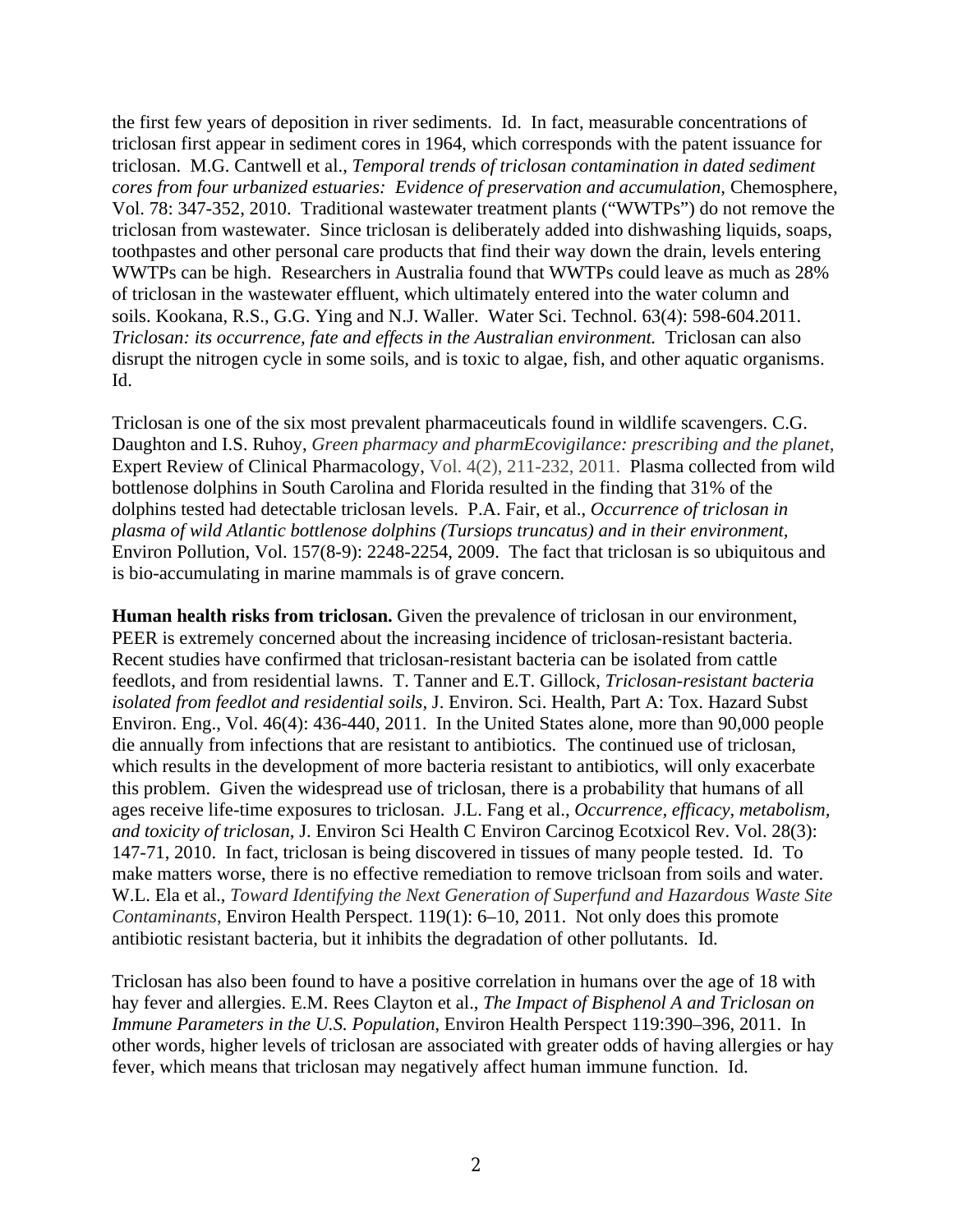the first few years of deposition in river sediments. Id. In fact, measurable concentrations of triclosan first appear in sediment cores in 1964, which corresponds with the patent issuance for triclosan. M.G. Cantwell et al., *Temporal trends of triclosan contamination in dated sediment cores from four urbanized estuaries: Evidence of preservation and accumulation*, Chemosphere, Vol. 78: 347-352, 2010. Traditional wastewater treatment plants ("WWTPs") do not remove the triclosan from wastewater. Since triclosan is deliberately added into dishwashing liquids, soaps, toothpastes and other personal care products that find their way down the drain, levels entering WWTPs can be high. Researchers in Australia found that WWTPs could leave as much as 28% of triclosan in the wastewater effluent, which ultimately entered into the water column and soils. Kookana, R.S., G.G. Ying and N.J. Waller. Water Sci. Technol. 63(4): 598-604.2011. *Triclosan: its occurrence, fate and effects in the Australian environment.* Triclosan can also disrupt the nitrogen cycle in some soils, and is toxic to algae, fish, and other aquatic organisms. Id.

Triclosan is one of the six most prevalent pharmaceuticals found in wildlife scavengers. C.G. Daughton and I.S. Ruhoy, *Green pharmacy and pharmEcovigilance: prescribing and the planet,* Expert Review of Clinical Pharmacology, Vol. 4(2), 211-232, 2011. Plasma collected from wild bottlenose dolphins in South Carolina and Florida resulted in the finding that 31% of the dolphins tested had detectable triclosan levels. P.A. Fair, et al., *Occurrence of triclosan in plasma of wild Atlantic bottlenose dolphins (Tursiops truncatus) and in their environment,* Environ Pollution, Vol. 157(8-9): 2248-2254, 2009. The fact that triclosan is so ubiquitous and is bio-accumulating in marine mammals is of grave concern.

**Human health risks from triclosan.** Given the prevalence of triclosan in our environment, PEER is extremely concerned about the increasing incidence of triclosan-resistant bacteria. Recent studies have confirmed that triclosan-resistant bacteria can be isolated from cattle feedlots, and from residential lawns. T. Tanner and E.T. Gillock, *Triclosan-resistant bacteria isolated from feedlot and residential soils*, J. Environ. Sci. Health, Part A: Tox. Hazard Subst Environ. Eng., Vol. 46(4): 436-440, 2011. In the United States alone, more than 90,000 people die annually from infections that are resistant to antibiotics. The continued use of triclosan, which results in the development of more bacteria resistant to antibiotics, will only exacerbate this problem. Given the widespread use of triclosan, there is a probability that humans of all ages receive life-time exposures to triclosan. J.L. Fang et al., *Occurrence, efficacy, metabolism, and toxicity of triclosan*, J. Environ Sci Health C Environ Carcinog Ecotxicol Rev. Vol. 28(3): 147-71, 2010. In fact, triclosan is being discovered in tissues of many people tested. Id. To make matters worse, there is no effective remediation to remove triclsoan from soils and water. W.L. Ela et al., *Toward Identifying the Next Generation of Superfund and Hazardous Waste Site Contaminants,* Environ Health Perspect. 119(1): 6–10, 2011. Not only does this promote antibiotic resistant bacteria, but it inhibits the degradation of other pollutants. Id.

Triclosan has also been found to have a positive correlation in humans over the age of 18 with hay fever and allergies. E.M. Rees Clayton et al., *The Impact of Bisphenol A and Triclosan on Immune Parameters in the U.S. Population*, Environ Health Perspect 119:390–396, 2011. In other words, higher levels of triclosan are associated with greater odds of having allergies or hay fever, which means that triclosan may negatively affect human immune function. Id.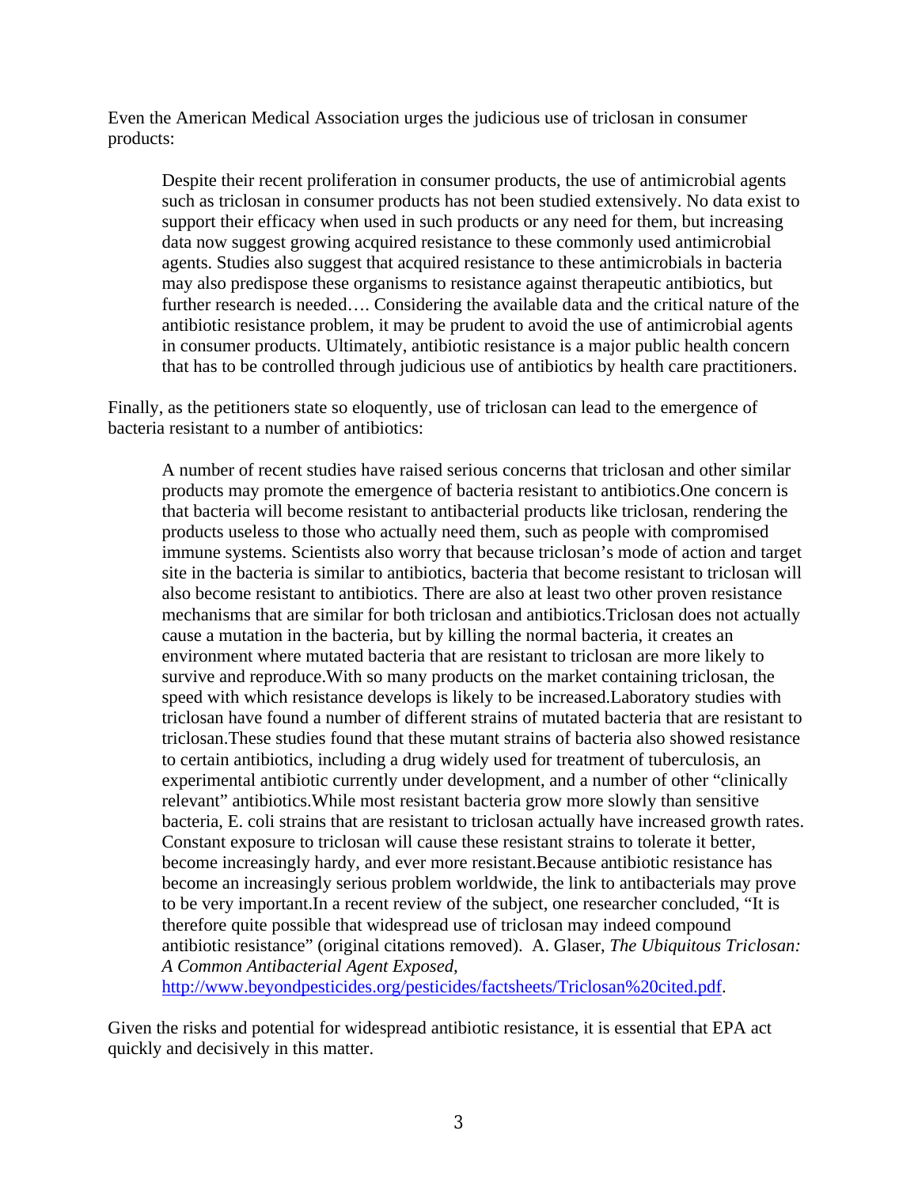Even the American Medical Association urges the judicious use of triclosan in consumer products:

> Despite their recent proliferation in consumer products, the use of antimicrobial agents such as triclosan in consumer products has not been studied extensively. No data exist to support their efficacy when used in such products or any need for them, but increasing data now suggest growing acquired resistance to these commonly used antimicrobial agents. Studies also suggest that acquired resistance to these antimicrobials in bacteria may also predispose these organisms to resistance against therapeutic antibiotics, but further research is needed…. Considering the available data and the critical nature of the antibiotic resistance problem, it may be prudent to avoid the use of antimicrobial agents in consumer products. Ultimately, antibiotic resistance is a major public health concern that has to be controlled through judicious use of antibiotics by health care practitioners.

Finally, as the petitioners state so eloquently, use of triclosan can lead to the emergence of bacteria resistant to a number of antibiotics:

> A number of recent studies have raised serious concerns that triclosan and other similar products may promote the emergence of bacteria resistant to antibiotics.One concern is that bacteria will become resistant to antibacterial products like triclosan, rendering the products useless to those who actually need them, such as people with compromised immune systems. Scientists also worry that because triclosan's mode of action and target site in the bacteria is similar to antibiotics, bacteria that become resistant to triclosan will also become resistant to antibiotics. There are also at least two other proven resistance mechanisms that are similar for both triclosan and antibiotics.Triclosan does not actually cause a mutation in the bacteria, but by killing the normal bacteria, it creates an environment where mutated bacteria that are resistant to triclosan are more likely to survive and reproduce.With so many products on the market containing triclosan, the speed with which resistance develops is likely to be increased.Laboratory studies with triclosan have found a number of different strains of mutated bacteria that are resistant to triclosan.These studies found that these mutant strains of bacteria also showed resistance to certain antibiotics, including a drug widely used for treatment of tuberculosis, an experimental antibiotic currently under development, and a number of other "clinically relevant" antibiotics.While most resistant bacteria grow more slowly than sensitive bacteria, E. coli strains that are resistant to triclosan actually have increased growth rates. Constant exposure to triclosan will cause these resistant strains to tolerate it better, become increasingly hardy, and ever more resistant.Because antibiotic resistance has become an increasingly serious problem worldwide, the link to antibacterials may prove to be very important.In a recent review of the subject, one researcher concluded, "It is therefore quite possible that widespread use of triclosan may indeed compound antibiotic resistance" (original citations removed). A. Glaser, *The Ubiquitous Triclosan: A Common Antibacterial Agent Exposed*, http://www.beyondpesticides.org/pesticides/factsheets/Triclosan%20cited.pdf.

Given the risks and potential for widespread antibiotic resistance, it is essential that EPA act quickly and decisively in this matter.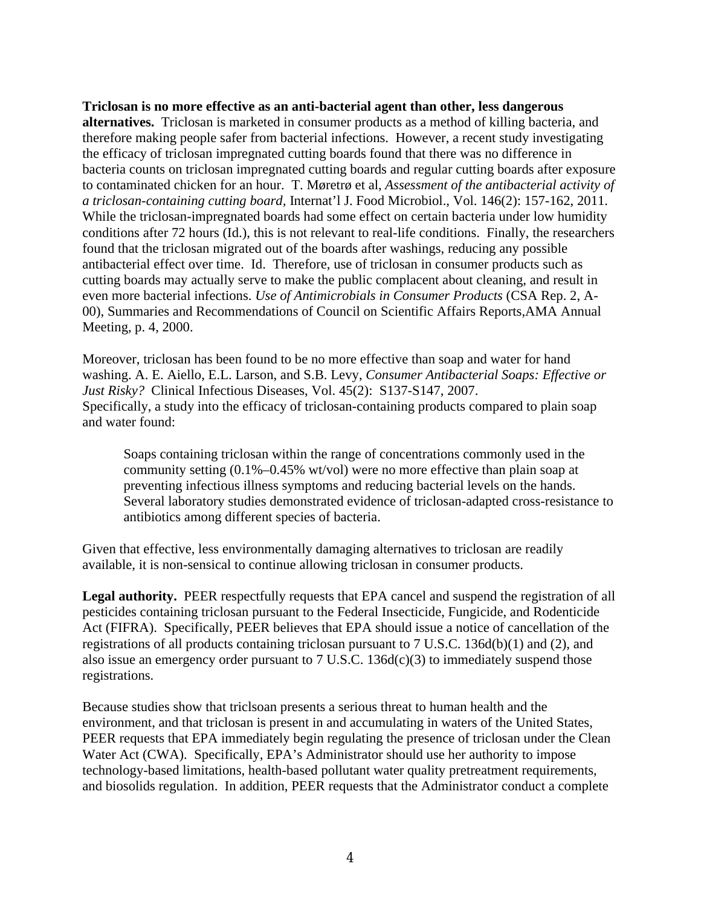**Triclosan is no more effective as an anti-bacterial agent than other, less dangerous alternatives.** Triclosan is marketed in consumer products as a method of killing bacteria, and therefore making people safer from bacterial infections. However, a recent study investigating the efficacy of triclosan impregnated cutting boards found that there was no difference in bacteria counts on triclosan impregnated cutting boards and regular cutting boards after exposure to contaminated chicken for an hour. T. Møretrø et al, *Assessment of the antibacterial activity of a triclosan-containing cutting board,* Internat'l J. Food Microbiol., Vol. 146(2): 157-162, 2011. While the triclosan-impregnated boards had some effect on certain bacteria under low humidity conditions after 72 hours (Id.), this is not relevant to real-life conditions. Finally, the researchers found that the triclosan migrated out of the boards after washings, reducing any possible antibacterial effect over time. Id. Therefore, use of triclosan in consumer products such as cutting boards may actually serve to make the public complacent about cleaning, and result in even more bacterial infections. *Use of Antimicrobials in Consumer Products* (CSA Rep. 2, A-00), Summaries and Recommendations of Council on Scientific Affairs Reports,AMA Annual Meeting, p. 4, 2000.

Moreover, triclosan has been found to be no more effective than soap and water for hand washing. A. E. Aiello, E.L. Larson, and S.B. Levy, *Consumer Antibacterial Soaps: Effective or Just Risky?* Clinical Infectious Diseases, Vol. 45(2): S137-S147, 2007. Specifically, a study into the efficacy of triclosan-containing products compared to plain soap and water found:

> Soaps containing triclosan within the range of concentrations commonly used in the community setting (0.1%–0.45% wt/vol) were no more effective than plain soap at preventing infectious illness symptoms and reducing bacterial levels on the hands. Several laboratory studies demonstrated evidence of triclosan-adapted cross-resistance to antibiotics among different species of bacteria.

Given that effective, less environmentally damaging alternatives to triclosan are readily available, it is non-sensical to continue allowing triclosan in consumer products.

**Legal authority.** PEER respectfully requests that EPA cancel and suspend the registration of all pesticides containing triclosan pursuant to the Federal Insecticide, Fungicide, and Rodenticide Act (FIFRA). Specifically, PEER believes that EPA should issue a notice of cancellation of the registrations of all products containing triclosan pursuant to 7 U.S.C. 136d(b)(1) and (2), and also issue an emergency order pursuant to 7 U.S.C. 136d(c)(3) to immediately suspend those registrations.

Because studies show that triclsoan presents a serious threat to human health and the environment, and that triclosan is present in and accumulating in waters of the United States, PEER requests that EPA immediately begin regulating the presence of triclosan under the Clean Water Act (CWA). Specifically, EPA's Administrator should use her authority to impose technology-based limitations, health-based pollutant water quality pretreatment requirements, and biosolids regulation. In addition, PEER requests that the Administrator conduct a complete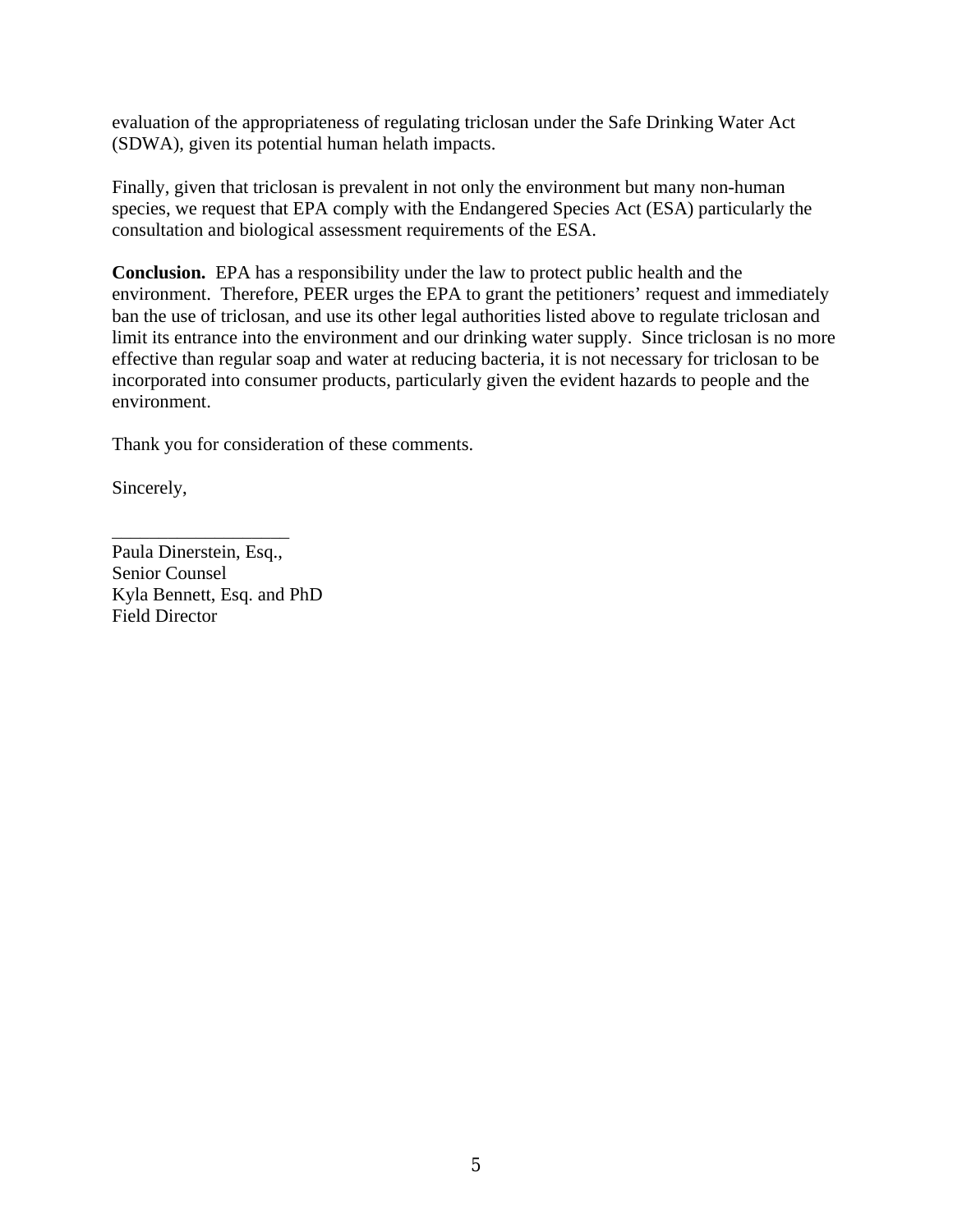evaluation of the appropriateness of regulating triclosan under the Safe Drinking Water Act (SDWA), given its potential human helath impacts.

Finally, given that triclosan is prevalent in not only the environment but many non-human species, we request that EPA comply with the Endangered Species Act (ESA) particularly the consultation and biological assessment requirements of the ESA.

**Conclusion.** EPA has a responsibility under the law to protect public health and the environment. Therefore, PEER urges the EPA to grant the petitioners' request and immediately ban the use of triclosan, and use its other legal authorities listed above to regulate triclosan and limit its entrance into the environment and our drinking water supply. Since triclosan is no more effective than regular soap and water at reducing bacteria, it is not necessary for triclosan to be incorporated into consumer products, particularly given the evident hazards to people and the environment.

Thank you for consideration of these comments.

Sincerely,

\_\_\_\_\_\_\_\_\_\_\_\_\_\_\_\_\_\_\_

Paula Dinerstein, Esq.,
Senior Counsel
Kyla Bennett, Esq. and PhD
Field Director